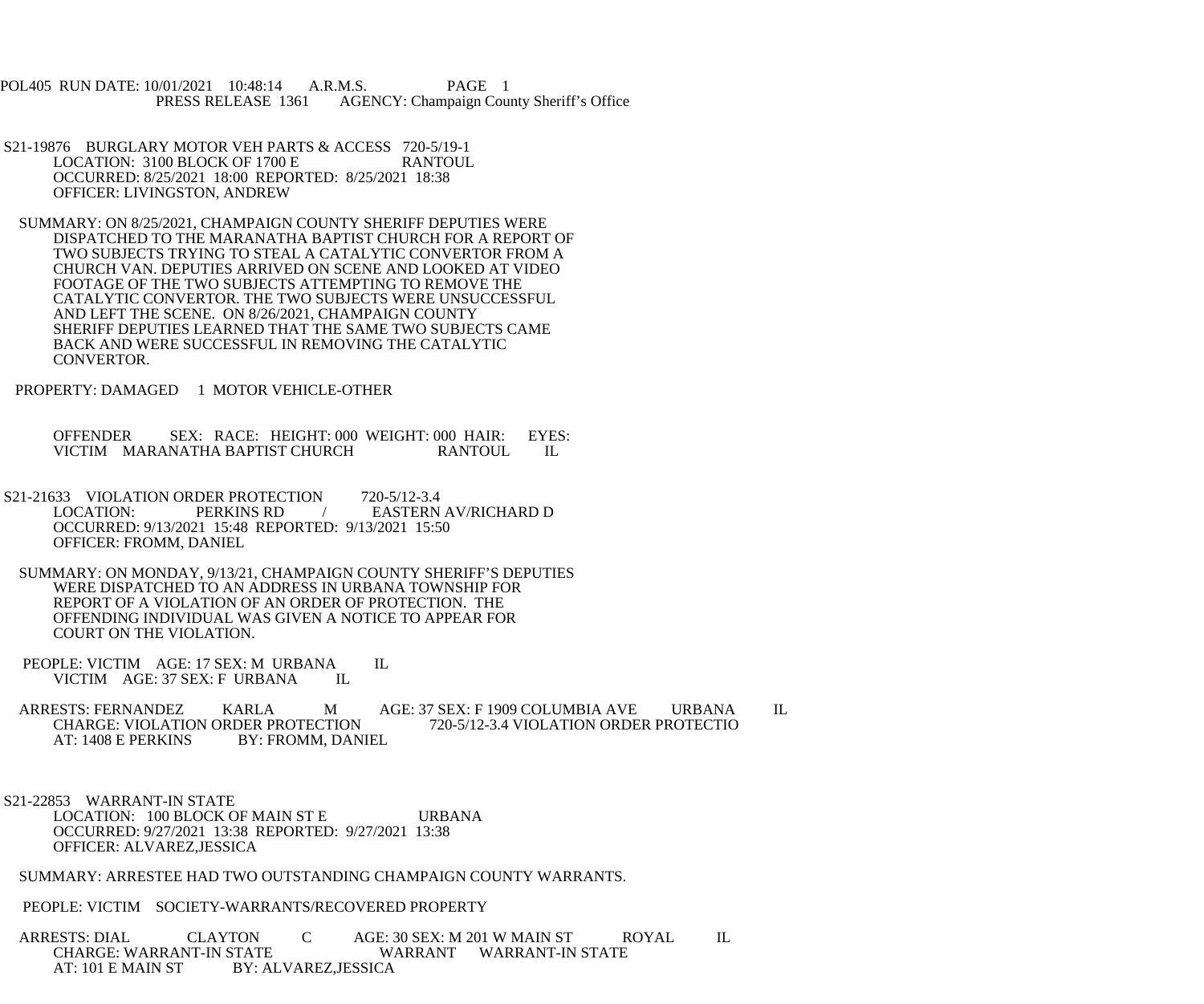POL405 RUN DATE: 10/01/2021 10:48:14 A.R.M.S. PAGE 1
PRESS RELEASE 1361 AGENCY: Champaign County Sheriff's Office

S21-19876 BURGLARY MOTOR VEH PARTS & ACCESS 720-5/19-1
LOCATION: 3100 BLOCK OF 1700 E RANTOUL
OCCURRED: 8/25/2021 18:00 REPORTED: 8/25/2021 18:38
OFFICER: LIVINGSTON, ANDREW

SUMMARY: ON 8/25/2021, CHAMPAIGN COUNTY SHERIFF DEPUTIES WERE DISPATCHED TO THE MARANATHA BAPTIST CHURCH FOR A REPORT OF TWO SUBJECTS TRYING TO STEAL A CATALYTIC CONVERTOR FROM A CHURCH VAN. DEPUTIES ARRIVED ON SCENE AND LOOKED AT VIDEO FOOTAGE OF THE TWO SUBJECTS ATTEMPTING TO REMOVE THE CATALYTIC CONVERTOR. THE TWO SUBJECTS WERE UNSUCCESSFUL AND LEFT THE SCENE. ON 8/26/2021, CHAMPAIGN COUNTY SHERIFF DEPUTIES LEARNED THAT THE SAME TWO SUBJECTS CAME BACK AND WERE SUCCESSFUL IN REMOVING THE CATALYTIC CONVERTOR.

PROPERTY: DAMAGED 1 MOTOR VEHICLE-OTHER

OFFENDER SEX: RACE: HEIGHT: 000 WEIGHT: 000 HAIR: EYES:
VICTIM MARANATHA BAPTIST CHURCH RANTOUL IL

S21-21633 VIOLATION ORDER PROTECTION 720-5/12-3.4
LOCATION: PERKINS RD / EASTERN AV/RICHARD D
OCCURRED: 9/13/2021 15:48 REPORTED: 9/13/2021 15:50
OFFICER: FROMM, DANIEL

SUMMARY: ON MONDAY, 9/13/21, CHAMPAIGN COUNTY SHERIFF'S DEPUTIES WERE DISPATCHED TO AN ADDRESS IN URBANA TOWNSHIP FOR REPORT OF A VIOLATION OF AN ORDER OF PROTECTION. THE OFFENDING INDIVIDUAL WAS GIVEN A NOTICE TO APPEAR FOR COURT ON THE VIOLATION.

PEOPLE: VICTIM AGE: 17 SEX: M URBANA IL
VICTIM AGE: 37 SEX: F URBANA IL

ARRESTS: FERNANDEZ KARLA M AGE: 37 SEX: F 1909 COLUMBIA AVE URBANA IL
CHARGE: VIOLATION ORDER PROTECTION 720-5/12-3.4 VIOLATION ORDER PROTECTIO
AT: 1408 E PERKINS BY: FROMM, DANIEL

S21-22853 WARRANT-IN STATE
LOCATION: 100 BLOCK OF MAIN ST E URBANA
OCCURRED: 9/27/2021 13:38 REPORTED: 9/27/2021 13:38
OFFICER: ALVAREZ,JESSICA

SUMMARY: ARRESTEE HAD TWO OUTSTANDING CHAMPAIGN COUNTY WARRANTS.

PEOPLE: VICTIM SOCIETY-WARRANTS/RECOVERED PROPERTY

ARRESTS: DIAL CLAYTON C AGE: 30 SEX: M 201 W MAIN ST ROYAL IL
CHARGE: WARRANT-IN STATE WARRANT WARRANT-IN STATE
AT: 101 E MAIN ST BY: ALVAREZ,JESSICA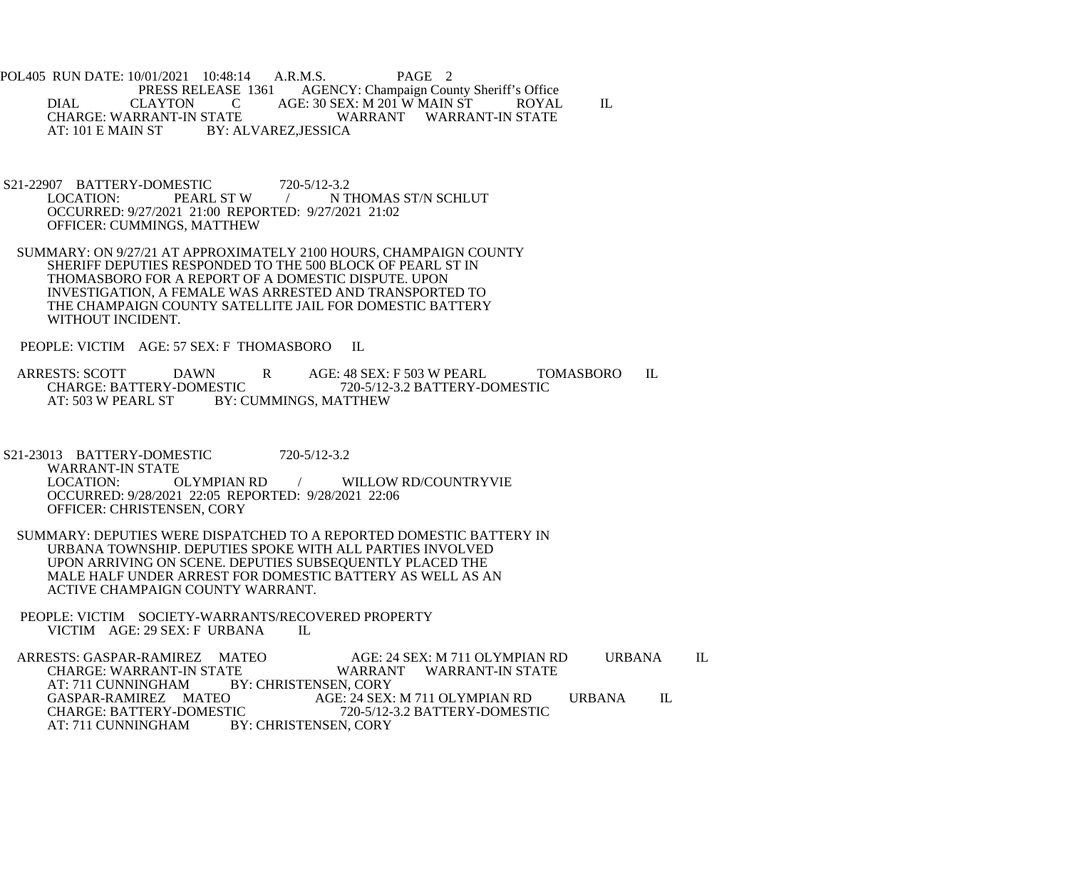DIAL CLAYTON C AGE: 30 SEX: M 201 W MAIN ST ROYAL IL
CHARGE: WARRANT-IN STATE WARRANT WARRANT-IN STATE
AT: 101 E MAIN ST BY: ALVAREZ,JESSICA

S21-22907 BATTERY-DOMESTIC 720-5/12-3.2
LOCATION: PEARL ST W / N THOMAS ST/N SCHLUT
OCCURRED: 9/27/2021 21:00 REPORTED: 9/27/2021 21:02
OFFICER: CUMMINGS, MATTHEW

SUMMARY: ON 9/27/21 AT APPROXIMATELY 2100 HOURS, CHAMPAIGN COUNTY SHERIFF DEPUTIES RESPONDED TO THE 500 BLOCK OF PEARL ST IN THOMASBORO FOR A REPORT OF A DOMESTIC DISPUTE. UPON INVESTIGATION, A FEMALE WAS ARRESTED AND TRANSPORTED TO THE CHAMPAIGN COUNTY SATELLITE JAIL FOR DOMESTIC BATTERY WITHOUT INCIDENT.

PEOPLE: VICTIM AGE: 57 SEX: F THOMASBORO IL

ARRESTS: SCOTT DAWN R AGE: 48 SEX: F 503 W PEARL TOMASBORO IL
CHARGE: BATTERY-DOMESTIC 720-5/12-3.2 BATTERY-DOMESTIC
AT: 503 W PEARL ST BY: CUMMINGS, MATTHEW

S21-23013 BATTERY-DOMESTIC 720-5/12-3.2
WARRANT-IN STATE
LOCATION: OLYMPIAN RD / WILLOW RD/COUNTRYVIE
OCCURRED: 9/28/2021 22:05 REPORTED: 9/28/2021 22:06
OFFICER: CHRISTENSEN, CORY

SUMMARY: DEPUTIES WERE DISPATCHED TO A REPORTED DOMESTIC BATTERY IN URBANA TOWNSHIP. DEPUTIES SPOKE WITH ALL PARTIES INVOLVED UPON ARRIVING ON SCENE. DEPUTIES SUBSEQUENTLY PLACED THE MALE HALF UNDER ARREST FOR DOMESTIC BATTERY AS WELL AS AN ACTIVE CHAMPAIGN COUNTY WARRANT.

PEOPLE: VICTIM SOCIETY-WARRANTS/RECOVERED PROPERTY
VICTIM AGE: 29 SEX: F URBANA IL

ARRESTS: GASPAR-RAMIREZ MATEO AGE: 24 SEX: M 711 OLYMPIAN RD URBANA IL
CHARGE: WARRANT-IN STATE WARRANT WARRANT-IN STATE
AT: 711 CUNNINGHAM BY: CHRISTENSEN, CORY
GASPAR-RAMIREZ MATEO AGE: 24 SEX: M 711 OLYMPIAN RD URBANA IL
CHARGE: BATTERY-DOMESTIC 720-5/12-3.2 BATTERY-DOMESTIC
AT: 711 CUNNINGHAM BY: CHRISTENSEN, CORY